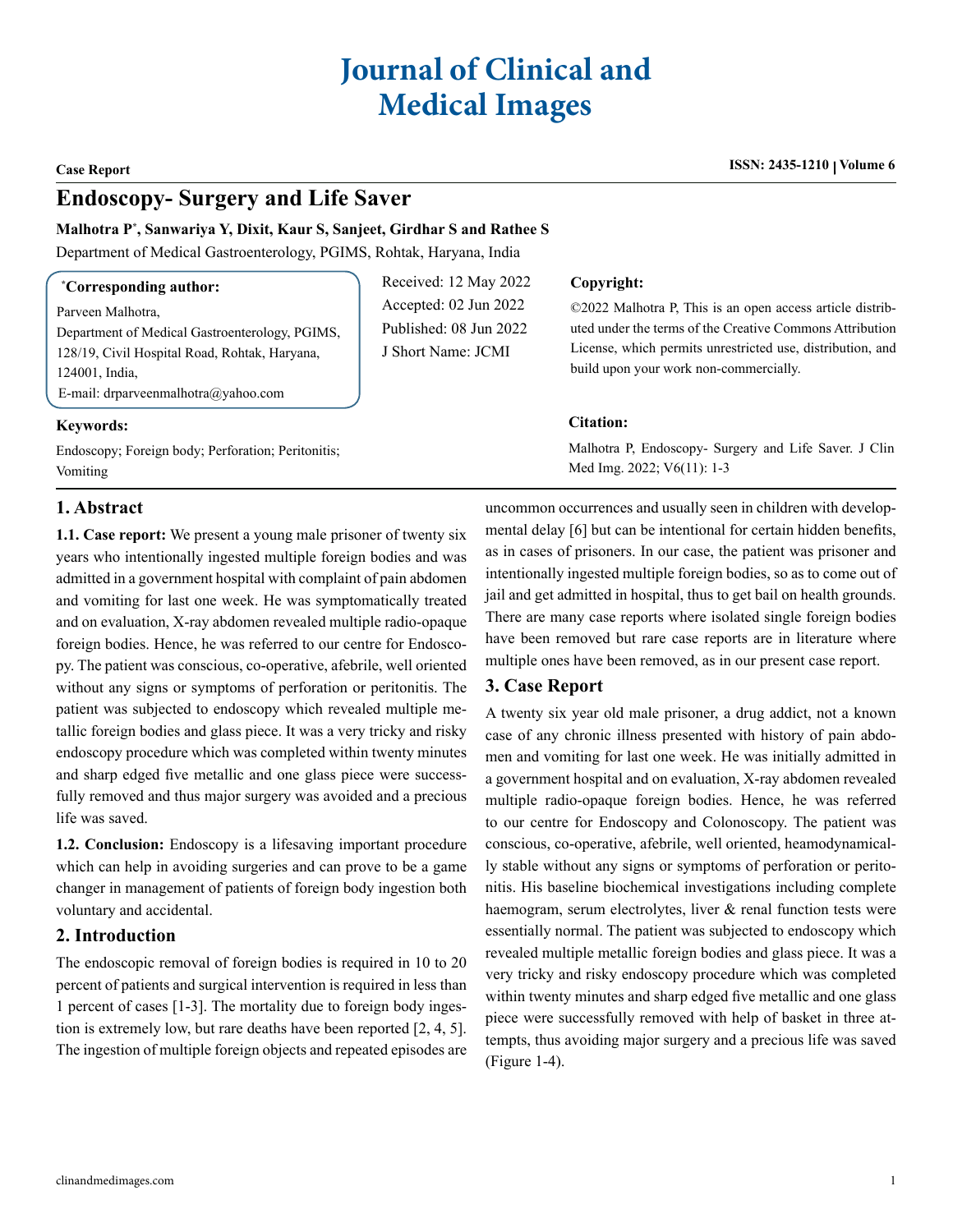# Journal of Clinical and Medical Images

**Case Report**

**ISSN: 2435-1210 | Volume 6**

## Endoscopy- Surgery and Life Saver

**Malhotra P*, Sanwariya Y, Dixit, Kaur S, Sanjeet, Girdhar S and Rathee S**

Department of Medical Gastroenterology, PGIMS, Rohtak, Haryana, India

**\*Corresponding author:**

Parveen Malhotra,
Department of Medical Gastroenterology, PGIMS, 128/19, Civil Hospital Road, Rohtak, Haryana, 124001, India,
E-mail: drparveenmalhotra@yahoo.com

Received: 12 May 2022
Accepted: 02 Jun 2022
Published: 08 Jun 2022
J Short Name: JCMI

**Copyright:**

©2022 Malhotra P, This is an open access article distributed under the terms of the Creative Commons Attribution License, which permits unrestricted use, distribution, and build upon your work non-commercially.

**Keywords:**

Endoscopy; Foreign body; Perforation; Peritonitis; Vomiting

**Citation:**

Malhotra P, Endoscopy- Surgery and Life Saver. J Clin Med Img. 2022; V6(11): 1-3

## 1. Abstract

**1.1. Case report:** We present a young male prisoner of twenty six years who intentionally ingested multiple foreign bodies and was admitted in a government hospital with complaint of pain abdomen and vomiting for last one week. He was symptomatically treated and on evaluation, X-ray abdomen revealed multiple radio-opaque foreign bodies. Hence, he was referred to our centre for Endoscopy. The patient was conscious, co-operative, afebrile, well oriented without any signs or symptoms of perforation or peritonitis. The patient was subjected to endoscopy which revealed multiple metallic foreign bodies and glass piece. It was a very tricky and risky endoscopy procedure which was completed within twenty minutes and sharp edged five metallic and one glass piece were successfully removed and thus major surgery was avoided and a precious life was saved.

**1.2. Conclusion:** Endoscopy is a lifesaving important procedure which can help in avoiding surgeries and can prove to be a game changer in management of patients of foreign body ingestion both voluntary and accidental.

## 2. Introduction

The endoscopic removal of foreign bodies is required in 10 to 20 percent of patients and surgical intervention is required in less than 1 percent of cases [1-3]. The mortality due to foreign body ingestion is extremely low, but rare deaths have been reported [2, 4, 5]. The ingestion of multiple foreign objects and repeated episodes are uncommon occurrences and usually seen in children with developmental delay [6] but can be intentional for certain hidden benefits, as in cases of prisoners. In our case, the patient was prisoner and intentionally ingested multiple foreign bodies, so as to come out of jail and get admitted in hospital, thus to get bail on health grounds. There are many case reports where isolated single foreign bodies have been removed but rare case reports are in literature where multiple ones have been removed, as in our present case report.

## 3. Case Report

A twenty six year old male prisoner, a drug addict, not a known case of any chronic illness presented with history of pain abdomen and vomiting for last one week. He was initially admitted in a government hospital and on evaluation, X-ray abdomen revealed multiple radio-opaque foreign bodies. Hence, he was referred to our centre for Endoscopy and Colonoscopy. The patient was conscious, co-operative, afebrile, well oriented, heamodynamically stable without any signs or symptoms of perforation or peritonitis. His baseline biochemical investigations including complete haemogram, serum electrolytes, liver & renal function tests were essentially normal. The patient was subjected to endoscopy which revealed multiple metallic foreign bodies and glass piece. It was a very tricky and risky endoscopy procedure which was completed within twenty minutes and sharp edged five metallic and one glass piece were successfully removed with help of basket in three attempts, thus avoiding major surgery and a precious life was saved (Figure 1-4).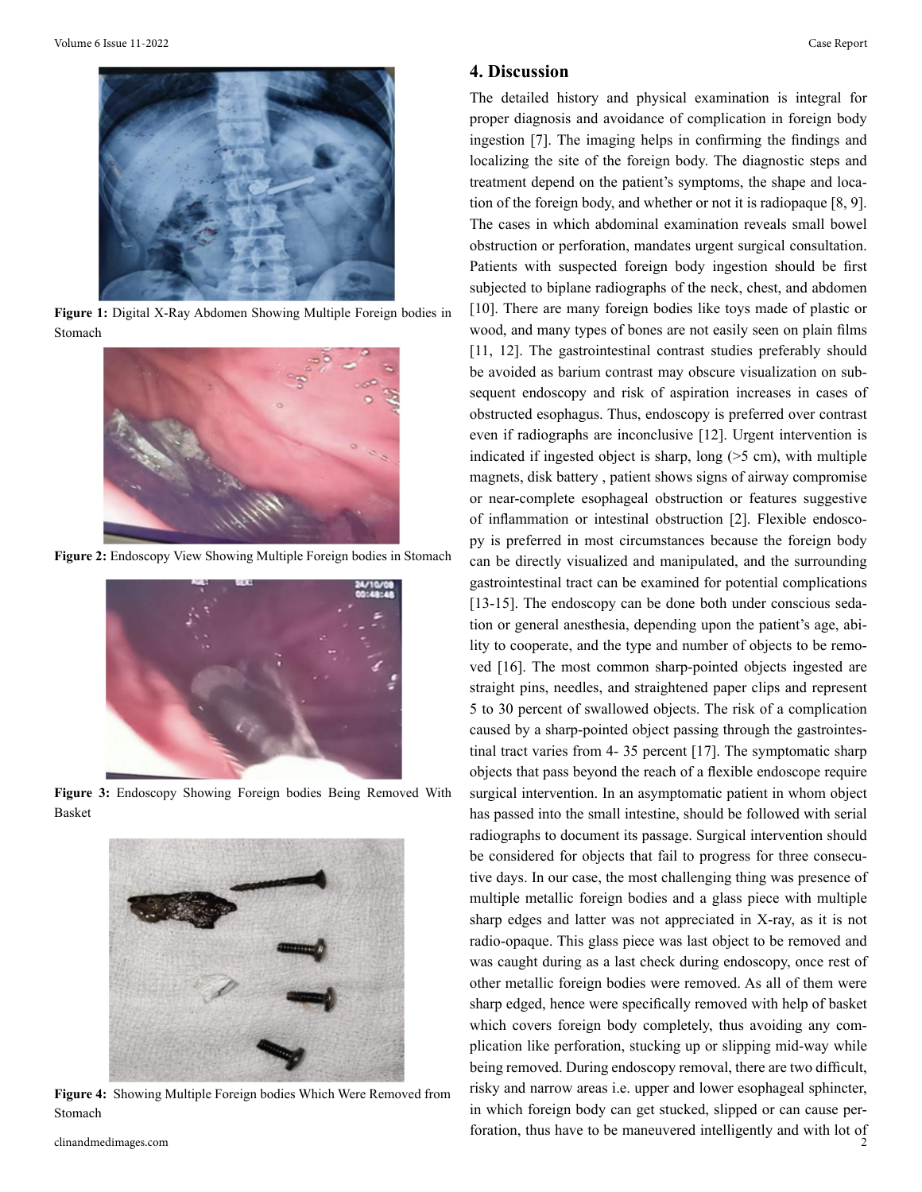Figure 1: Digital X-Ray Abdomen Showing Multiple Foreign bodies in Stomach

Figure 2: Endoscopy View Showing Multiple Foreign bodies in Stomach

Figure 3: Endoscopy Showing Foreign bodies Being Removed With Basket

Figure 4: Showing Multiple Foreign bodies Which Were Removed from Stomach

## 4. Discussion

The detailed history and physical examination is integral for proper diagnosis and avoidance of complication in foreign body ingestion [7]. The imaging helps in confirming the findings and localizing the site of the foreign body. The diagnostic steps and treatment depend on the patient's symptoms, the shape and location of the foreign body, and whether or not it is radiopaque [8, 9]. The cases in which abdominal examination reveals small bowel obstruction or perforation, mandates urgent surgical consultation. Patients with suspected foreign body ingestion should be first subjected to biplane radiographs of the neck, chest, and abdomen [10]. There are many foreign bodies like toys made of plastic or wood, and many types of bones are not easily seen on plain films [11, 12]. The gastrointestinal contrast studies preferably should be avoided as barium contrast may obscure visualization on subsequent endoscopy and risk of aspiration increases in cases of obstructed esophagus. Thus, endoscopy is preferred over contrast even if radiographs are inconclusive [12]. Urgent intervention is indicated if ingested object is sharp, long (>5 cm), with multiple magnets, disk battery , patient shows signs of airway compromise or near-complete esophageal obstruction or features suggestive of inflammation or intestinal obstruction [2]. Flexible endoscopy is preferred in most circumstances because the foreign body can be directly visualized and manipulated, and the surrounding gastrointestinal tract can be examined for potential complications [13-15]. The endoscopy can be done both under conscious sedation or general anesthesia, depending upon the patient's age, ability to cooperate, and the type and number of objects to be removed [16]. The most common sharp-pointed objects ingested are straight pins, needles, and straightened paper clips and represent 5 to 30 percent of swallowed objects. The risk of a complication caused by a sharp-pointed object passing through the gastrointestinal tract varies from 4- 35 percent [17]. The symptomatic sharp objects that pass beyond the reach of a flexible endoscope require surgical intervention. In an asymptomatic patient in whom object has passed into the small intestine, should be followed with serial radiographs to document its passage. Surgical intervention should be considered for objects that fail to progress for three consecutive days. In our case, the most challenging thing was presence of multiple metallic foreign bodies and a glass piece with multiple sharp edges and latter was not appreciated in X-ray, as it is not radio-opaque. This glass piece was last object to be removed and was caught during as a last check during endoscopy, once rest of other metallic foreign bodies were removed. As all of them were sharp edged, hence were specifically removed with help of basket which covers foreign body completely, thus avoiding any complication like perforation, stucking up or slipping mid-way while being removed. During endoscopy removal, there are two difficult, risky and narrow areas i.e. upper and lower esophageal sphincter, in which foreign body can get stucked, slipped or can cause perforation, thus have to be maneuvered intelligently and with lot of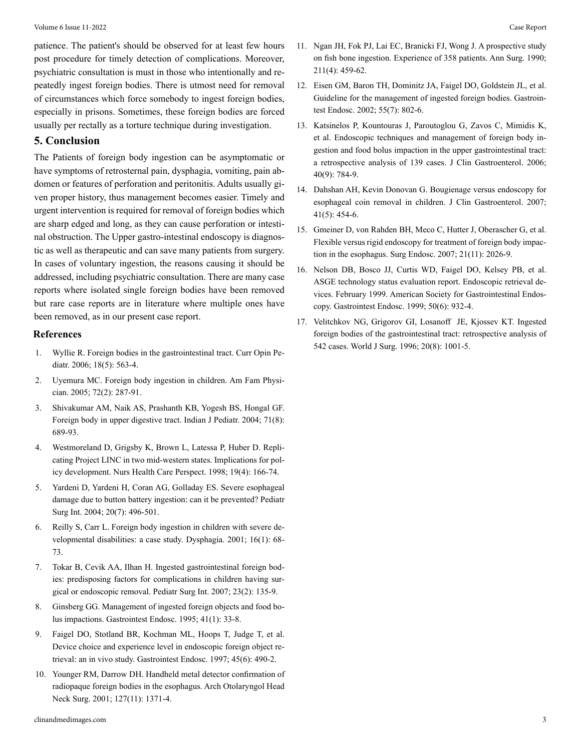patience. The patient's should be observed for at least few hours post procedure for timely detection of complications. Moreover, psychiatric consultation is must in those who intentionally and repeatedly ingest foreign bodies. There is utmost need for removal of circumstances which force somebody to ingest foreign bodies, especially in prisons. Sometimes, these foreign bodies are forced usually per rectally as a torture technique during investigation.

## 5. Conclusion

The Patients of foreign body ingestion can be asymptomatic or have symptoms of retrosternal pain, dysphagia, vomiting, pain abdomen or features of perforation and peritonitis. Adults usually given proper history, thus management becomes easier. Timely and urgent intervention is required for removal of foreign bodies which are sharp edged and long, as they can cause perforation or intestinal obstruction. The Upper gastro-intestinal endoscopy is diagnostic as well as therapeutic and can save many patients from surgery. In cases of voluntary ingestion, the reasons causing it should be addressed, including psychiatric consultation. There are many case reports where isolated single foreign bodies have been removed but rare case reports are in literature where multiple ones have been removed, as in our present case report.

## References

1. Wyllie R. Foreign bodies in the gastrointestinal tract. Curr Opin Pediatr. 2006; 18(5): 563-4.
2. Uyemura MC. Foreign body ingestion in children. Am Fam Physician. 2005; 72(2): 287-91.
3. Shivakumar AM, Naik AS, Prashanth KB, Yogesh BS, Hongal GF. Foreign body in upper digestive tract. Indian J Pediatr. 2004; 71(8): 689-93.
4. Westmoreland D, Grigsby K, Brown L, Latessa P, Huber D. Replicating Project LINC in two mid-western states. Implications for policy development. Nurs Health Care Perspect. 1998; 19(4): 166-74.
5. Yardeni D, Yardeni H, Coran AG, Golladay ES. Severe esophageal damage due to button battery ingestion: can it be prevented? Pediatr Surg Int. 2004; 20(7): 496-501.
6. Reilly S, Carr L. Foreign body ingestion in children with severe developmental disabilities: a case study. Dysphagia. 2001; 16(1): 68-73.
7. Tokar B, Cevik AA, Ilhan H. Ingested gastrointestinal foreign bodies: predisposing factors for complications in children having surgical or endoscopic removal. Pediatr Surg Int. 2007; 23(2): 135-9.
8. Ginsberg GG. Management of ingested foreign objects and food bolus impactions. Gastrointest Endosc. 1995; 41(1): 33-8.
9. Faigel DO, Stotland BR, Kochman ML, Hoops T, Judge T, et al. Device choice and experience level in endoscopic foreign object retrieval: an in vivo study. Gastrointest Endosc. 1997; 45(6): 490-2.
10. Younger RM, Darrow DH. Handheld metal detector confirmation of radiopaque foreign bodies in the esophagus. Arch Otolaryngol Head Neck Surg. 2001; 127(11): 1371-4.
11. Ngan JH, Fok PJ, Lai EC, Branicki FJ, Wong J. A prospective study on fish bone ingestion. Experience of 358 patients. Ann Surg. 1990; 211(4): 459-62.
12. Eisen GM, Baron TH, Dominitz JA, Faigel DO, Goldstein JL, et al. Guideline for the management of ingested foreign bodies. Gastrointest Endosc. 2002; 55(7): 802-6.
13. Katsinelos P, Kountouras J, Paroutoglou G, Zavos C, Mimidis K, et al. Endoscopic techniques and management of foreign body ingestion and food bolus impaction in the upper gastrointestinal tract: a retrospective analysis of 139 cases. J Clin Gastroenterol. 2006; 40(9): 784-9.
14. Dahshan AH, Kevin Donovan G. Bougienage versus endoscopy for esophageal coin removal in children. J Clin Gastroenterol. 2007; 41(5): 454-6.
15. Gmeiner D, von Rahden BH, Meco C, Hutter J, Oberascher G, et al. Flexible versus rigid endoscopy for treatment of foreign body impaction in the esophagus. Surg Endosc. 2007; 21(11): 2026-9.
16. Nelson DB, Bosco JJ, Curtis WD, Faigel DO, Kelsey PB, et al. ASGE technology status evaluation report. Endoscopic retrieval devices. February 1999. American Society for Gastrointestinal Endoscopy. Gastrointest Endosc. 1999; 50(6): 932-4.
17. Velitchkov NG, Grigorov GI, Losanoff JE, Kjossev KT. Ingested foreign bodies of the gastrointestinal tract: retrospective analysis of 542 cases. World J Surg. 1996; 20(8): 1001-5.